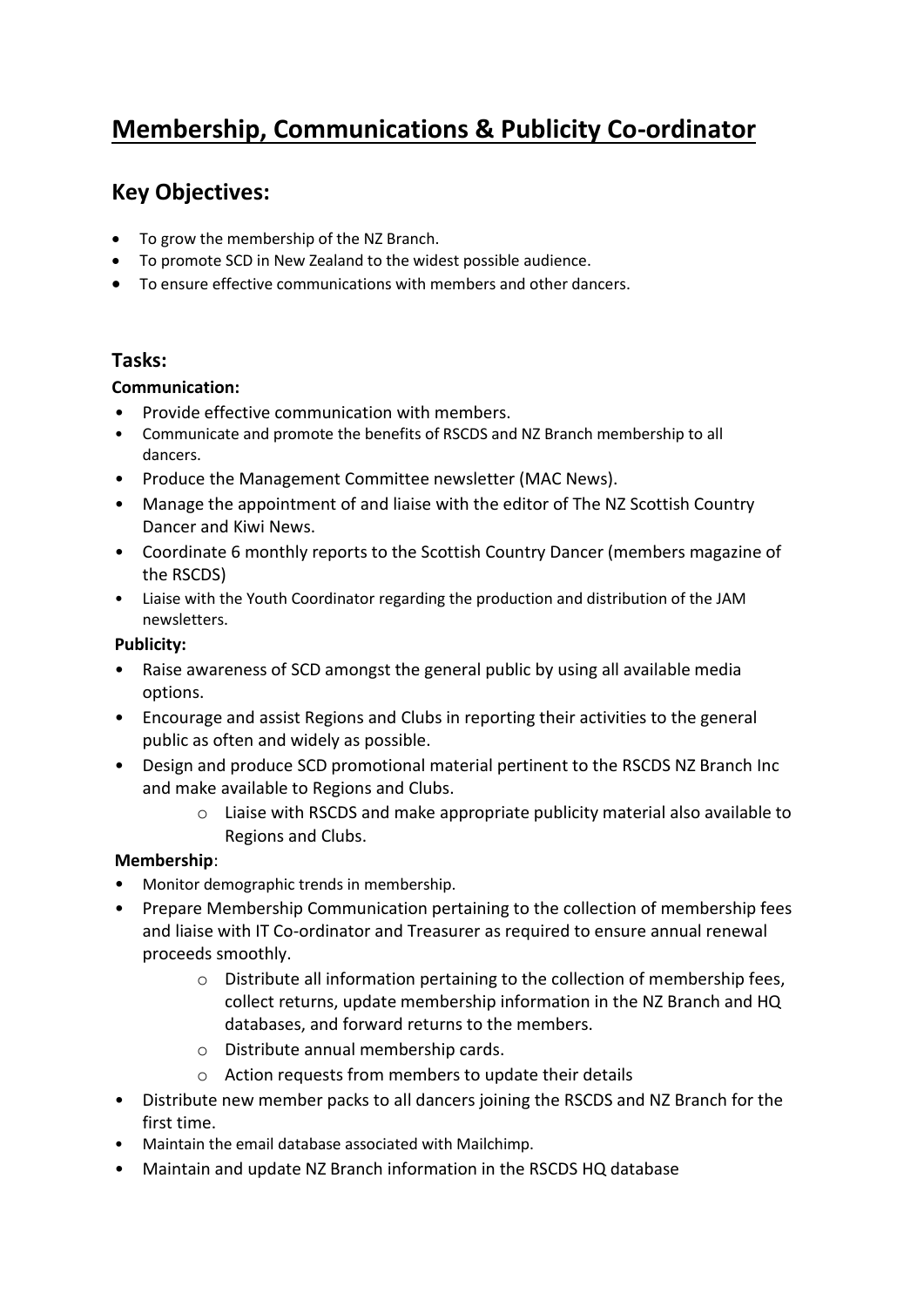# Membership, Communications & Publicity Co-ordinator

## Key Objectives:

- To grow the membership of the NZ Branch.
- To promote SCD in New Zealand to the widest possible audience.
- To ensure effective communications with members and other dancers.

## Tasks:

**Communication:**

- Provide effective communication with members.
- Communicate and promote the benefits of RSCDS and NZ Branch membership to all dancers.
- Produce the Management Committee newsletter (MAC News).
- Manage the appointment of and liaise with the editor of The NZ Scottish Country Dancer and Kiwi News.
- Coordinate 6 monthly reports to the Scottish Country Dancer (members magazine of the RSCDS)
- Liaise with the Youth Coordinator regarding the production and distribution of the JAM newsletters.

**Publicity:**

- Raise awareness of SCD amongst the general public by using all available media options.
- Encourage and assist Regions and Clubs in reporting their activities to the general public as often and widely as possible.
- Design and produce SCD promotional material pertinent to the RSCDS NZ Branch Inc and make available to Regions and Clubs.
    - Liaise with RSCDS and make appropriate publicity material also available to Regions and Clubs.

**Membership**:

- Monitor demographic trends in membership.
- Prepare Membership Communication pertaining to the collection of membership fees and liaise with IT Co-ordinator and Treasurer as required to ensure annual renewal proceeds smoothly.
    - Distribute all information pertaining to the collection of membership fees, collect returns, update membership information in the NZ Branch and HQ databases, and forward returns to the members.
    - Distribute annual membership cards.
    - Action requests from members to update their details
- Distribute new member packs to all dancers joining the RSCDS and NZ Branch for the first time.
- Maintain the email database associated with Mailchimp.
- Maintain and update NZ Branch information in the RSCDS HQ database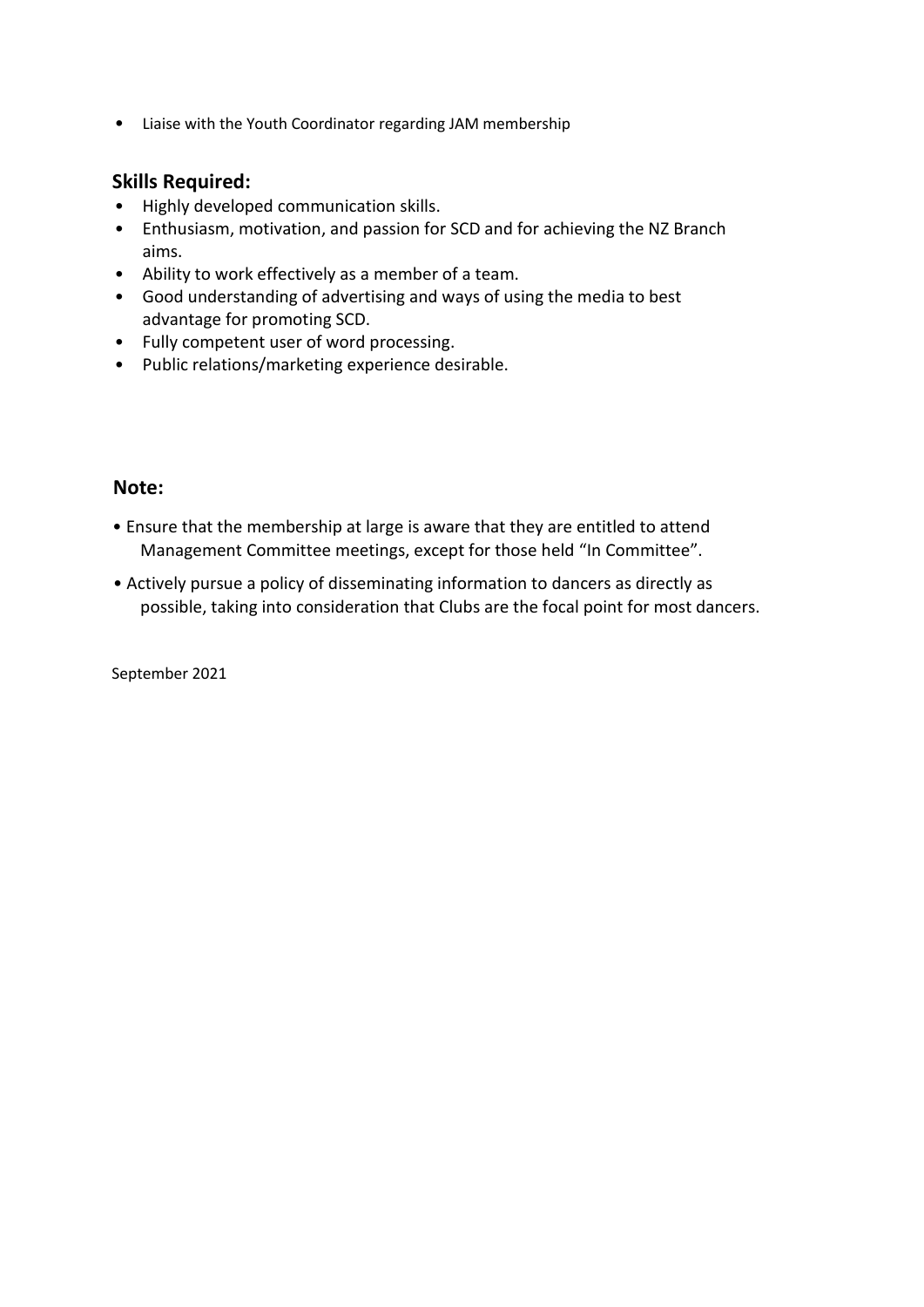- Liaise with the Youth Coordinator regarding JAM membership

## Skills Required:

- Highly developed communication skills.
- Enthusiasm, motivation, and passion for SCD and for achieving the NZ Branch aims.
- Ability to work effectively as a member of a team.
- Good understanding of advertising and ways of using the media to best advantage for promoting SCD.
- Fully competent user of word processing.
- Public relations/marketing experience desirable.

## Note:

- Ensure that the membership at large is aware that they are entitled to attend Management Committee meetings, except for those held "In Committee".
- Actively pursue a policy of disseminating information to dancers as directly as possible, taking into consideration that Clubs are the focal point for most dancers.

September 2021